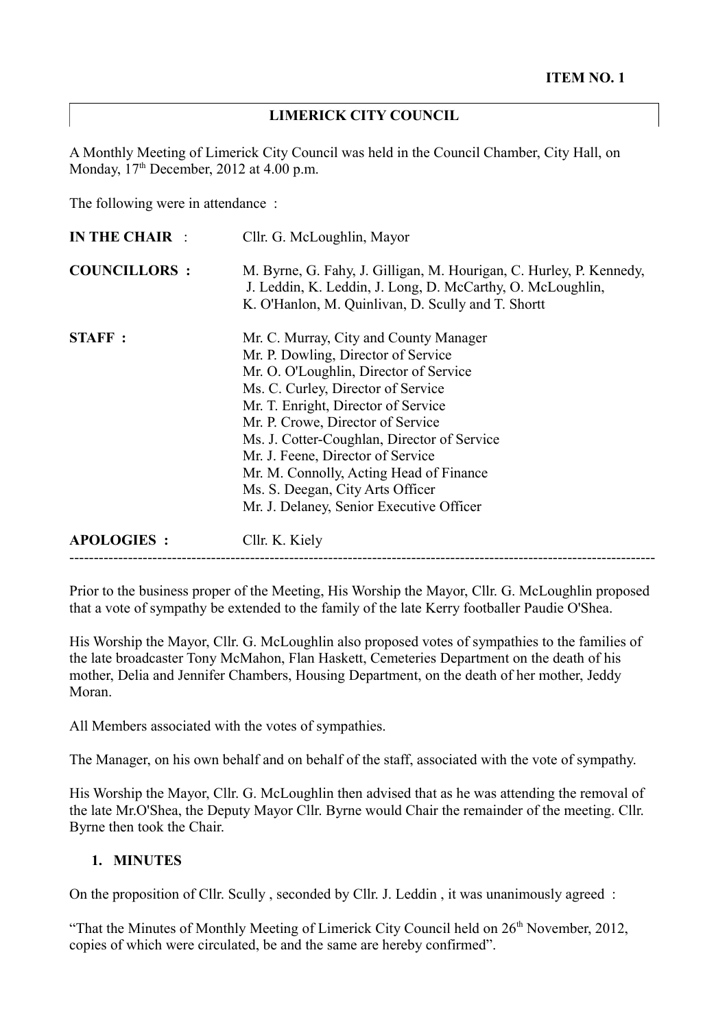**ITEM NO. 1**

# LIMERICK CITY COUNCIL

A Monthly Meeting of Limerick City Council was held in the Council Chamber, City Hall, on Monday, 17th December, 2012 at 4.00 p.m.

The following were in attendance :

| | |
|---|---|
| **IN THE CHAIR** : | Cllr. G. McLoughlin, Mayor |
| **COUNCILLORS :** | M. Byrne, G. Fahy, J. Gilligan, M. Hourigan, C. Hurley, P. Kennedy, J. Leddin, K. Leddin, J. Long, D. McCarthy, O. McLoughlin, K. O'Hanlon, M. Quinlivan, D. Scully and T. Shortt |
| **STAFF :** | Mr. C. Murray, City and County Manager<br>Mr. P. Dowling, Director of Service<br>Mr. O. O'Loughlin, Director of Service<br>Ms. C. Curley, Director of Service<br>Mr. T. Enright, Director of Service<br>Mr. P. Crowe, Director of Service<br>Ms. J. Cotter-Coughlan, Director of Service<br>Mr. J. Feene, Director of Service<br>Mr. M. Connolly, Acting Head of Finance<br>Ms. S. Deegan, City Arts Officer<br>Mr. J. Delaney, Senior Executive Officer |
| **APOLOGIES :** | Cllr. K. Kiely |

---

Prior to the business proper of the Meeting, His Worship the Mayor, Cllr. G. McLoughlin proposed that a vote of sympathy be extended to the family of the late Kerry footballer Paudie O'Shea.

His Worship the Mayor, Cllr. G. McLoughlin also proposed votes of sympathies to the families of the late broadcaster Tony McMahon, Flan Haskett, Cemeteries Department on the death of his mother, Delia and Jennifer Chambers, Housing Department, on the death of her mother, Jeddy Moran.

All Members associated with the votes of sympathies.

The Manager, on his own behalf and on behalf of the staff, associated with the vote of sympathy.

His Worship the Mayor, Cllr. G. McLoughlin then advised that as he was attending the removal of the late Mr.O'Shea, the Deputy Mayor Cllr. Byrne would Chair the remainder of the meeting. Cllr. Byrne then took the Chair.

## 1. MINUTES

On the proposition of Cllr. Scully , seconded by Cllr. J. Leddin , it was unanimously agreed :

"That the Minutes of Monthly Meeting of Limerick City Council held on 26th November, 2012, copies of which were circulated, be and the same are hereby confirmed".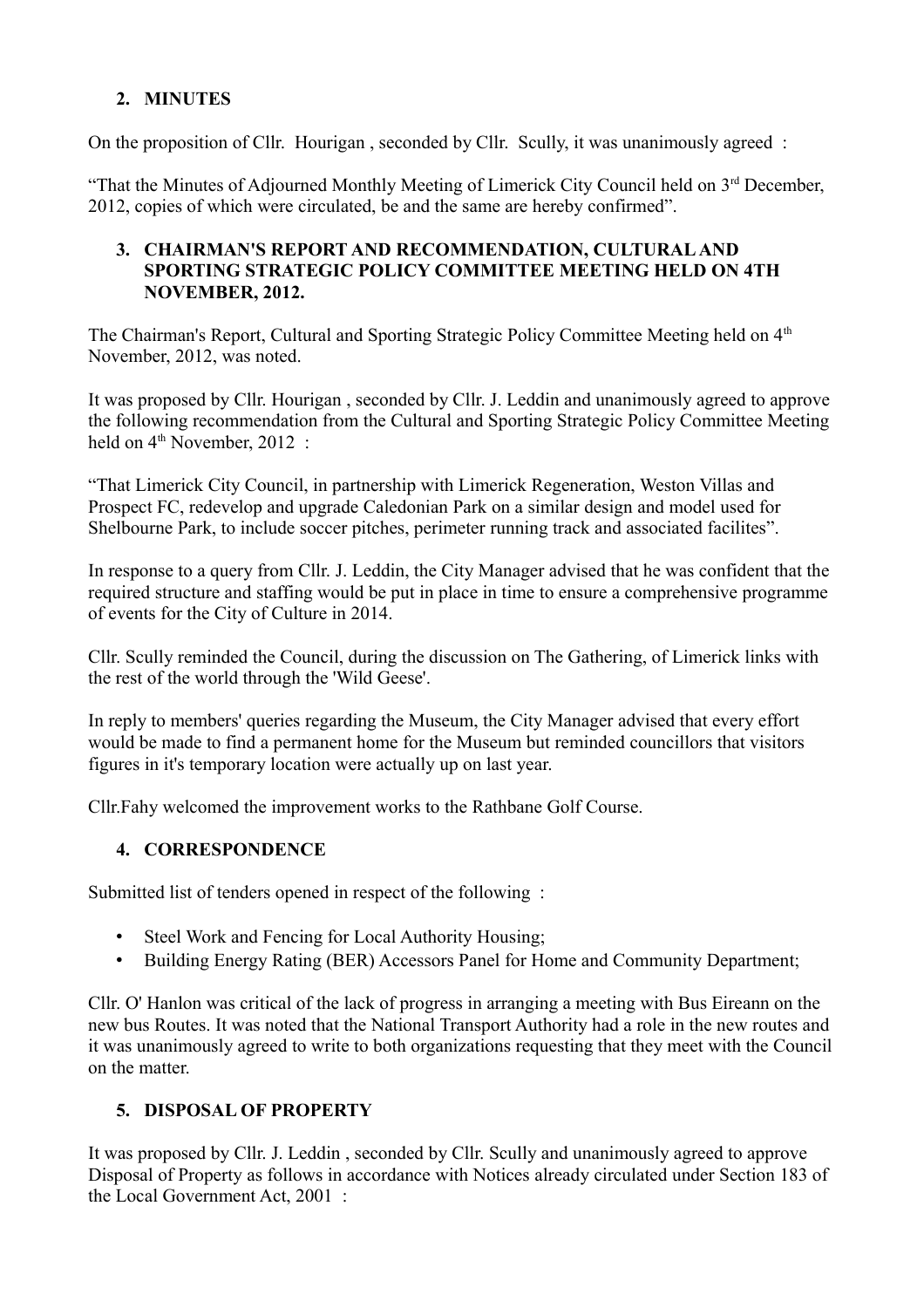## 2. MINUTES

On the proposition of Cllr. Hourigan , seconded by Cllr. Scully, it was unanimously agreed :

"That the Minutes of Adjourned Monthly Meeting of Limerick City Council held on 3rd December, 2012, copies of which were circulated, be and the same are hereby confirmed".

## 3. CHAIRMAN'S REPORT AND RECOMMENDATION, CULTURAL AND SPORTING STRATEGIC POLICY COMMITTEE MEETING HELD ON 4TH NOVEMBER, 2012.

The Chairman's Report, Cultural and Sporting Strategic Policy Committee Meeting held on 4th November, 2012, was noted.

It was proposed by Cllr. Hourigan , seconded by Cllr. J. Leddin and unanimously agreed to approve the following recommendation from the Cultural and Sporting Strategic Policy Committee Meeting held on 4th November, 2012 :

"That Limerick City Council, in partnership with Limerick Regeneration, Weston Villas and Prospect FC, redevelop and upgrade Caledonian Park on a similar design and model used for Shelbourne Park, to include soccer pitches, perimeter running track and associated facilites".

In response to a query from Cllr. J. Leddin, the City Manager advised that he was confident that the required structure and staffing would be put in place in time to ensure a comprehensive programme of events for the City of Culture in 2014.

Cllr. Scully reminded the Council, during the discussion on The Gathering, of Limerick links with the rest of the world through the 'Wild Geese'.

In reply to members' queries regarding the Museum, the City Manager advised that every effort would be made to find a permanent home for the Museum but reminded councillors that visitors figures in it's temporary location were actually up on last year.

Cllr.Fahy welcomed the improvement works to the Rathbane Golf Course.

## 4. CORRESPONDENCE

Submitted list of tenders opened in respect of the following :

- Steel Work and Fencing for Local Authority Housing;
- Building Energy Rating (BER) Accessors Panel for Home and Community Department;

Cllr. O' Hanlon was critical of the lack of progress in arranging a meeting with Bus Eireann on the new bus Routes. It was noted that the National Transport Authority had a role in the new routes and it was unanimously agreed to write to both organizations requesting that they meet with the Council on the matter.

## 5. DISPOSAL OF PROPERTY

It was proposed by Cllr. J. Leddin , seconded by Cllr. Scully and unanimously agreed to approve Disposal of Property as follows in accordance with Notices already circulated under Section 183 of the Local Government Act, 2001 :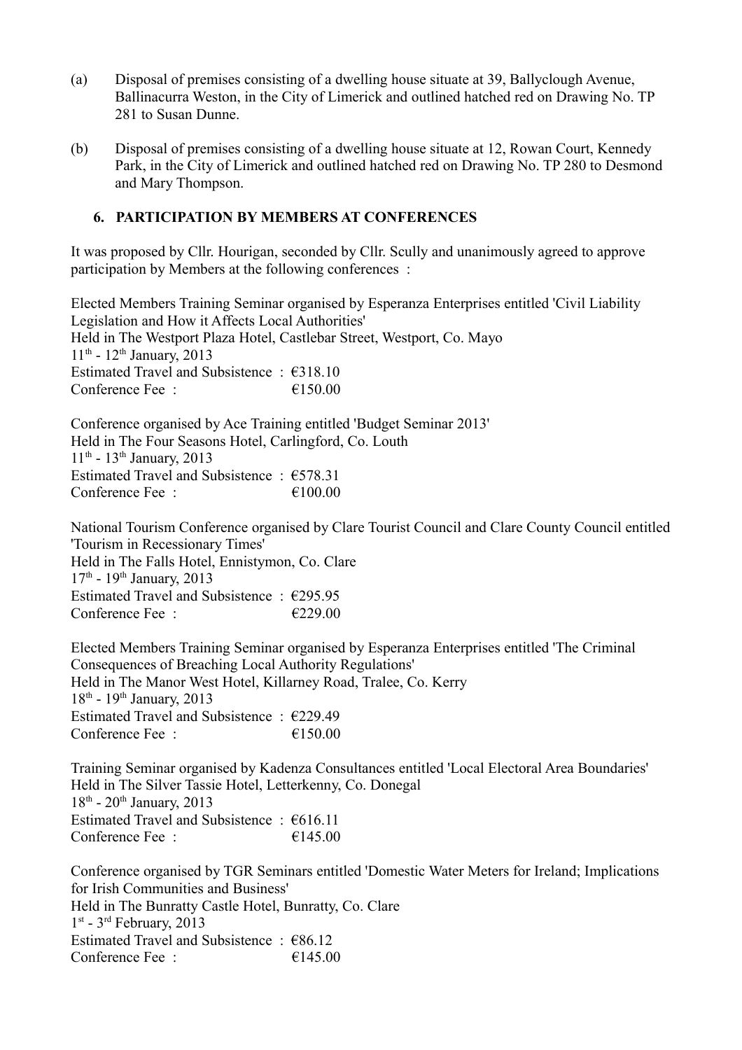(a) Disposal of premises consisting of a dwelling house situate at 39, Ballyclough Avenue, Ballinacurra Weston, in the City of Limerick and outlined hatched red on Drawing No. TP 281 to Susan Dunne.

(b) Disposal of premises consisting of a dwelling house situate at 12, Rowan Court, Kennedy Park, in the City of Limerick and outlined hatched red on Drawing No. TP 280 to Desmond and Mary Thompson.

## 6. PARTICIPATION BY MEMBERS AT CONFERENCES

It was proposed by Cllr. Hourigan, seconded by Cllr. Scully and unanimously agreed to approve participation by Members at the following conferences :

Elected Members Training Seminar organised by Esperanza Enterprises entitled 'Civil Liability Legislation and How it Affects Local Authorities'
Held in The Westport Plaza Hotel, Castlebar Street, Westport, Co. Mayo
11th - 12th January, 2013
Estimated Travel and Subsistence : €318.10
Conference Fee : €150.00

Conference organised by Ace Training entitled 'Budget Seminar 2013'
Held in The Four Seasons Hotel, Carlingford, Co. Louth
11th - 13th January, 2013
Estimated Travel and Subsistence : €578.31
Conference Fee : €100.00

National Tourism Conference organised by Clare Tourist Council and Clare County Council entitled 'Tourism in Recessionary Times'
Held in The Falls Hotel, Ennistymon, Co. Clare
17th - 19th January, 2013
Estimated Travel and Subsistence : €295.95
Conference Fee : €229.00

Elected Members Training Seminar organised by Esperanza Enterprises entitled 'The Criminal Consequences of Breaching Local Authority Regulations'
Held in The Manor West Hotel, Killarney Road, Tralee, Co. Kerry
18th - 19th January, 2013
Estimated Travel and Subsistence : €229.49
Conference Fee : €150.00

Training Seminar organised by Kadenza Consultances entitled 'Local Electoral Area Boundaries'
Held in The Silver Tassie Hotel, Letterkenny, Co. Donegal
18th - 20th January, 2013
Estimated Travel and Subsistence : €616.11
Conference Fee : €145.00

Conference organised by TGR Seminars entitled 'Domestic Water Meters for Ireland; Implications for Irish Communities and Business'
Held in The Bunratty Castle Hotel, Bunratty, Co. Clare
1st - 3rd February, 2013
Estimated Travel and Subsistence : €86.12
Conference Fee : €145.00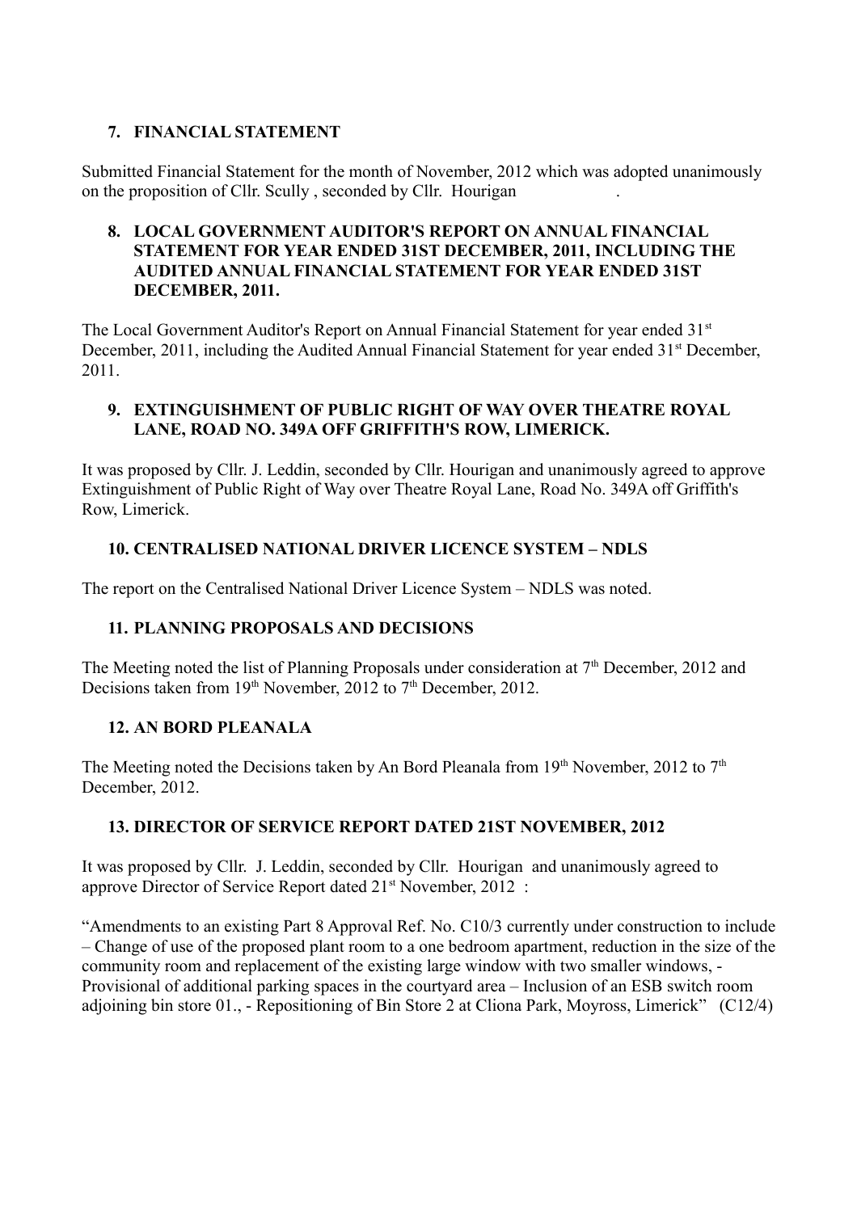## 7. FINANCIAL STATEMENT

Submitted Financial Statement for the month of November, 2012 which was adopted unanimously on the proposition of Cllr. Scully , seconded by Cllr. Hourigan .

## 8. LOCAL GOVERNMENT AUDITOR'S REPORT ON ANNUAL FINANCIAL STATEMENT FOR YEAR ENDED 31ST DECEMBER, 2011, INCLUDING THE AUDITED ANNUAL FINANCIAL STATEMENT FOR YEAR ENDED 31ST DECEMBER, 2011.

The Local Government Auditor's Report on Annual Financial Statement for year ended 31st December, 2011, including the Audited Annual Financial Statement for year ended 31st December, 2011.

## 9. EXTINGUISHMENT OF PUBLIC RIGHT OF WAY OVER THEATRE ROYAL LANE, ROAD NO. 349A OFF GRIFFITH'S ROW, LIMERICK.

It was proposed by Cllr. J. Leddin, seconded by Cllr. Hourigan and unanimously agreed to approve Extinguishment of Public Right of Way over Theatre Royal Lane, Road No. 349A off Griffith's Row, Limerick.

## 10. CENTRALISED NATIONAL DRIVER LICENCE SYSTEM – NDLS

The report on the Centralised National Driver Licence System – NDLS was noted.

## 11. PLANNING PROPOSALS AND DECISIONS

The Meeting noted the list of Planning Proposals under consideration at 7th December, 2012 and Decisions taken from 19th November, 2012 to 7th December, 2012.

## 12. AN BORD PLEANALA

The Meeting noted the Decisions taken by An Bord Pleanala from 19th November, 2012 to 7th December, 2012.

## 13. DIRECTOR OF SERVICE REPORT DATED 21ST NOVEMBER, 2012

It was proposed by Cllr. J. Leddin, seconded by Cllr. Hourigan and unanimously agreed to approve Director of Service Report dated 21st November, 2012 :

"Amendments to an existing Part 8 Approval Ref. No. C10/3 currently under construction to include – Change of use of the proposed plant room to a one bedroom apartment, reduction in the size of the community room and replacement of the existing large window with two smaller windows, - Provisional of additional parking spaces in the courtyard area – Inclusion of an ESB switch room adjoining bin store 01., - Repositioning of Bin Store 2 at Cliona Park, Moyross, Limerick" (C12/4)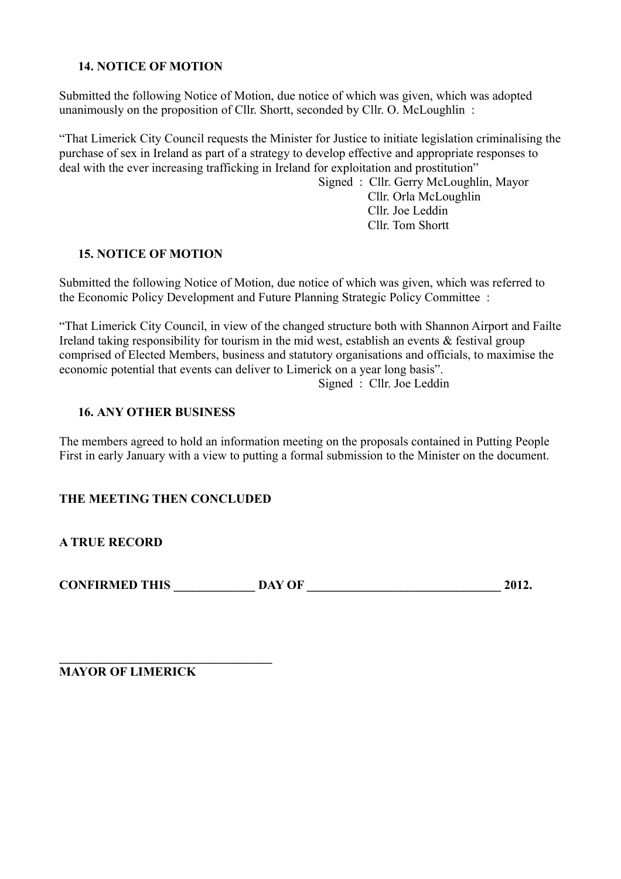### 14. NOTICE OF MOTION

Submitted the following Notice of Motion, due notice of which was given, which was adopted unanimously on the proposition of Cllr. Shortt, seconded by Cllr. O. McLoughlin :

"That Limerick City Council requests the Minister for Justice to initiate legislation criminalising the purchase of sex in Ireland as part of a strategy to develop effective and appropriate responses to deal with the ever increasing trafficking in Ireland for exploitation and prostitution"

Signed : Cllr. Gerry McLoughlin, Mayor
Cllr. Orla McLoughlin
Cllr. Joe Leddin
Cllr. Tom Shortt

### 15. NOTICE OF MOTION

Submitted the following Notice of Motion, due notice of which was given, which was referred to the Economic Policy Development and Future Planning Strategic Policy Committee :

"That Limerick City Council, in view of the changed structure both with Shannon Airport and Failte Ireland taking responsibility for tourism in the mid west, establish an events & festival group comprised of Elected Members, business and statutory organisations and officials, to maximise the economic potential that events can deliver to Limerick on a year long basis".

Signed : Cllr. Joe Leddin

### 16. ANY OTHER BUSINESS

The members agreed to hold an information meeting on the proposals contained in Putting People First in early January with a view to putting a formal submission to the Minister on the document.

**THE MEETING THEN CONCLUDED**

**A TRUE RECORD**

**CONFIRMED THIS _____________ DAY OF _______________________________ 2012.**

**__________________________________**
**MAYOR OF LIMERICK**